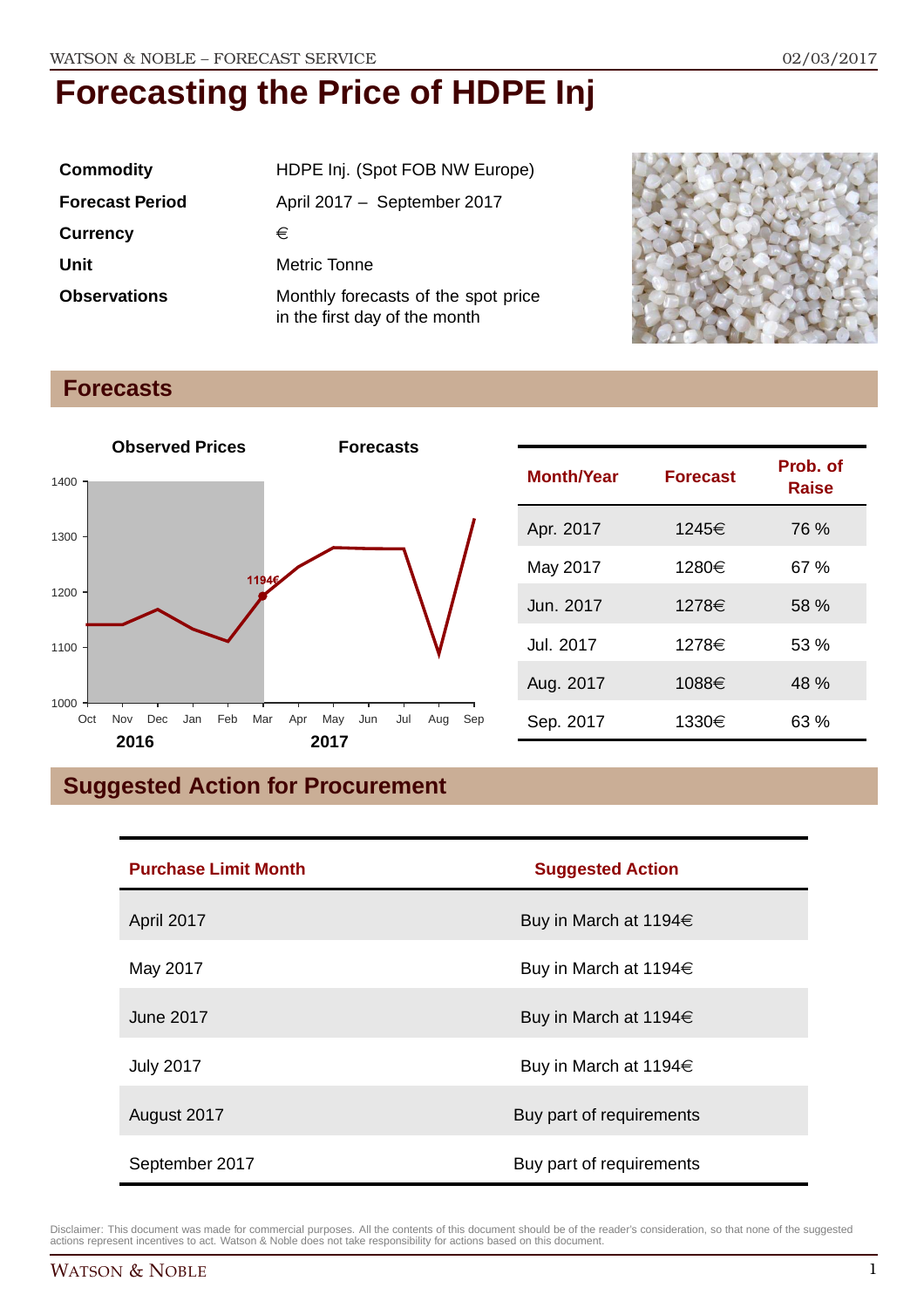# Forecasting the Price of HDPE Inj

| | |
|---|---|
| **Commodity** | HDPE Inj. (Spot FOB NW Europe) |
| **Forecast Period** | April 2017 – September 2017 |
| **Currency** | € |
| **Unit** | Metric Tonne |
| **Observations** | Monthly forecasts of the spot price in the first day of the month |

## Forecasts

| Month/Year | Forecast | Prob. of Raise |
|---|---|---|
| Apr. 2017 | 1245€ | 76 % |
| May 2017 | 1280€ | 67 % |
| Jun. 2017 | 1278€ | 58 % |
| Jul. 2017 | 1278€ | 53 % |
| Aug. 2017 | 1088€ | 48 % |
| Sep. 2017 | 1330€ | 63 % |

## Suggested Action for Procurement

| Purchase Limit Month | Suggested Action |
|---|---|
| April 2017 | Buy in March at 1194€ |
| May 2017 | Buy in March at 1194€ |
| June 2017 | Buy in March at 1194€ |
| July 2017 | Buy in March at 1194€ |
| August 2017 | Buy part of requirements |
| September 2017 | Buy part of requirements |

Disclaimer: This document was made for commercial purposes. All the contents of this document should be of the reader's consideration, so that none of the suggested actions represent incentives to act. Watson & Noble does not take responsibility for actions based on this document.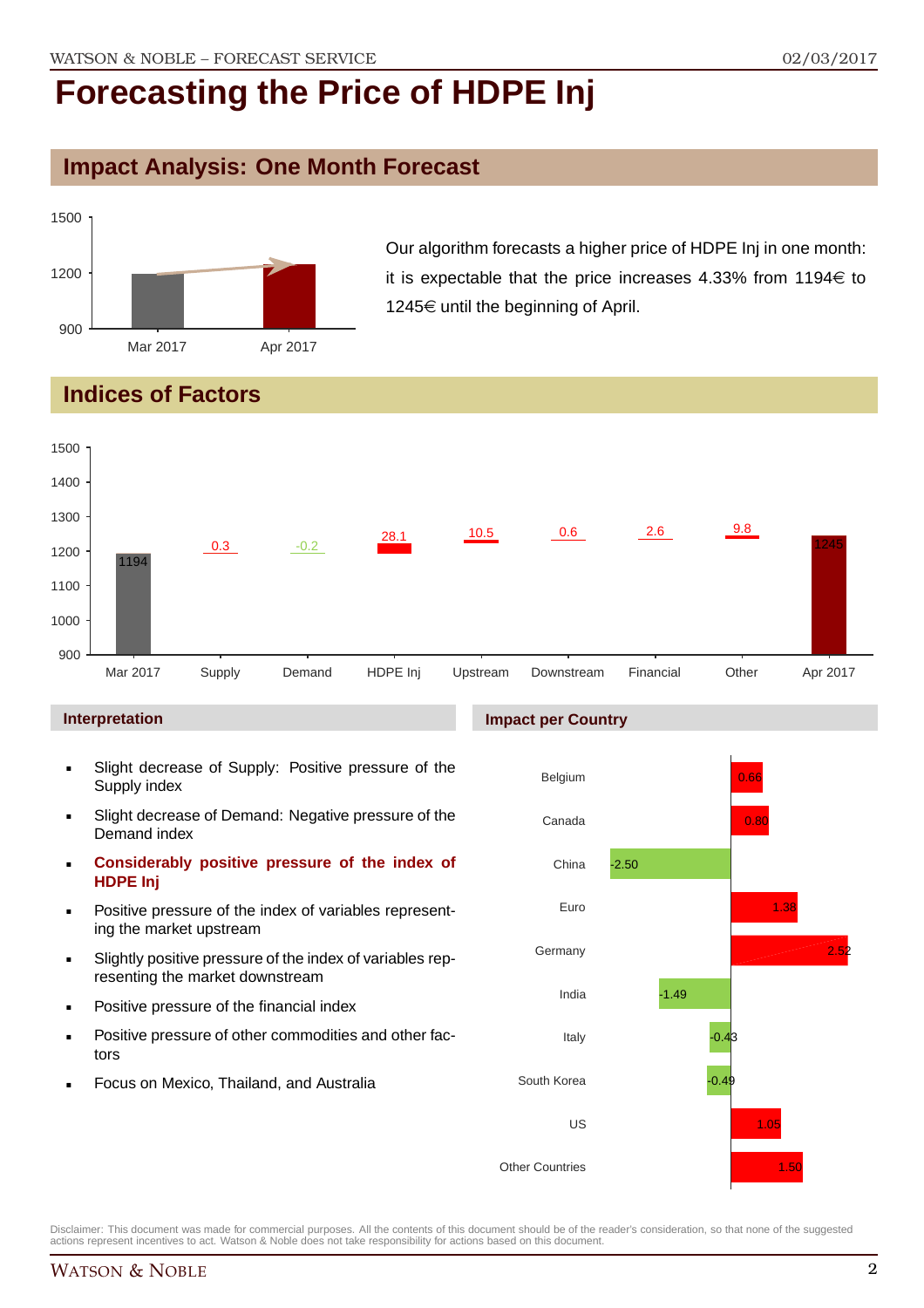# Forecasting the Price of HDPE Inj

## Impact Analysis: One Month Forecast

Our algorithm forecasts a higher price of HDPE Inj in one month: it is expectable that the price increases 4.33% from 1194€ to 1245€ until the beginning of April.

| | Mar 2017 | Apr 2017 |
|---|---|---|
| Price | 1194 | 1245 |

## Indices of Factors

| Mar 2017 | Supply | Demand | HDPE Inj | Upstream | Downstream | Financial | Other | Apr 2017 |
|---|---|---|---|---|---|---|---|---|
| 1194 | 0.3 | -0.2 | 28.1 | 10.5 | 0.6 | 2.6 | 9.8 | 1245 |

### Interpretation

- Slight decrease of Supply: Positive pressure of the Supply index
- Slight decrease of Demand: Negative pressure of the Demand index
- **Considerably positive pressure of the index of HDPE Inj**
- Positive pressure of the index of variables representing the market upstream
- Slightly positive pressure of the index of variables representing the market downstream
- Positive pressure of the financial index
- Positive pressure of other commodities and other factors
- Focus on Mexico, Thailand, and Australia

### Impact per Country

| Country | Impact |
|---|---|
| Belgium | 0.66 |
| Canada | 0.80 |
| China | -2.50 |
| Euro | 1.38 |
| Germany | 2.52 |
| India | -1.49 |
| Italy | -0.43 |
| South Korea | -0.49 |
| US | 1.05 |
| Other Countries | 1.50 |

Disclaimer: This document was made for commercial purposes. All the contents of this document should be of the reader's consideration, so that none of the suggested actions represent incentives to act. Watson & Noble does not take responsibility for actions based on this document.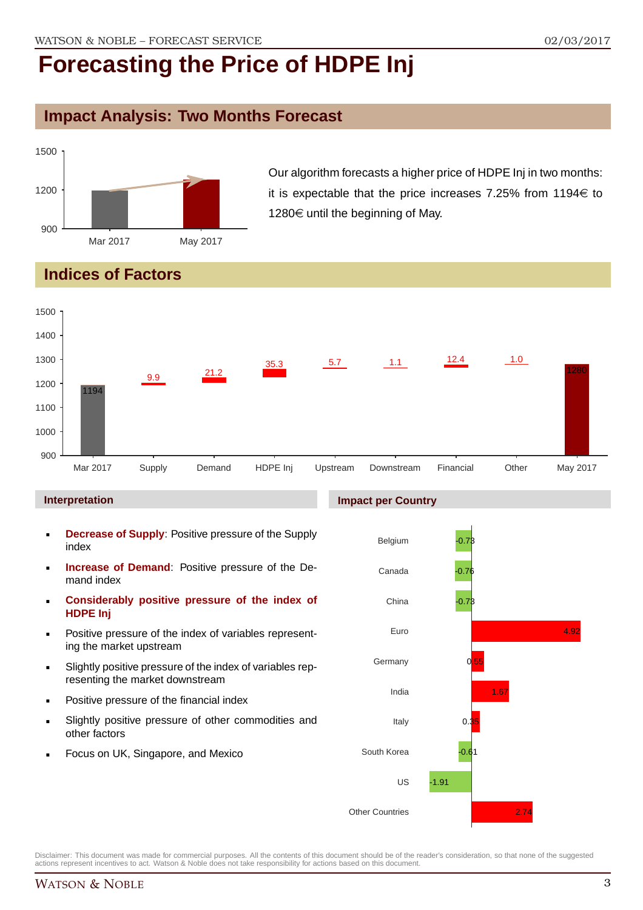# Forecasting the Price of HDPE Inj

## Impact Analysis: Two Months Forecast

| | Price |
|---|---|
| Mar 2017 | 1194 |
| May 2017 | 1280 |

Our algorithm forecasts a higher price of HDPE Inj in two months: it is expectable that the price increases 7.25% from 1194€ to 1280€ until the beginning of May.

## Indices of Factors

| Mar 2017 | Supply | Demand | HDPE Inj | Upstream | Downstream | Financial | Other | May 2017 |
|---|---|---|---|---|---|---|---|---|
| 1194 | 9.9 | 21.2 | 35.3 | 5.7 | 1.1 | 12.4 | 1.0 | 1280 |

### Interpretation

- **Decrease of Supply**: Positive pressure of the Supply index
- **Increase of Demand**: Positive pressure of the Demand index
- **Considerably positive pressure of the index of HDPE Inj**
- Positive pressure of the index of variables representing the market upstream
- Slightly positive pressure of the index of variables representing the market downstream
- Positive pressure of the financial index
- Slightly positive pressure of other commodities and other factors
- Focus on UK, Singapore, and Mexico

### Impact per Country

| Country | Impact |
|---|---|
| Belgium | -0.73 |
| Canada | -0.76 |
| China | -0.73 |
| Euro | 4.92 |
| Germany | 0.55 |
| India | 1.67 |
| Italy | 0.35 |
| South Korea | -0.61 |
| US | -1.91 |
| Other Countries | 2.74 |

Disclaimer: This document was made for commercial purposes. All the contents of this document should be of the reader's consideration, so that none of the suggested actions represent incentives to act. Watson & Noble does not take responsibility for actions based on this document.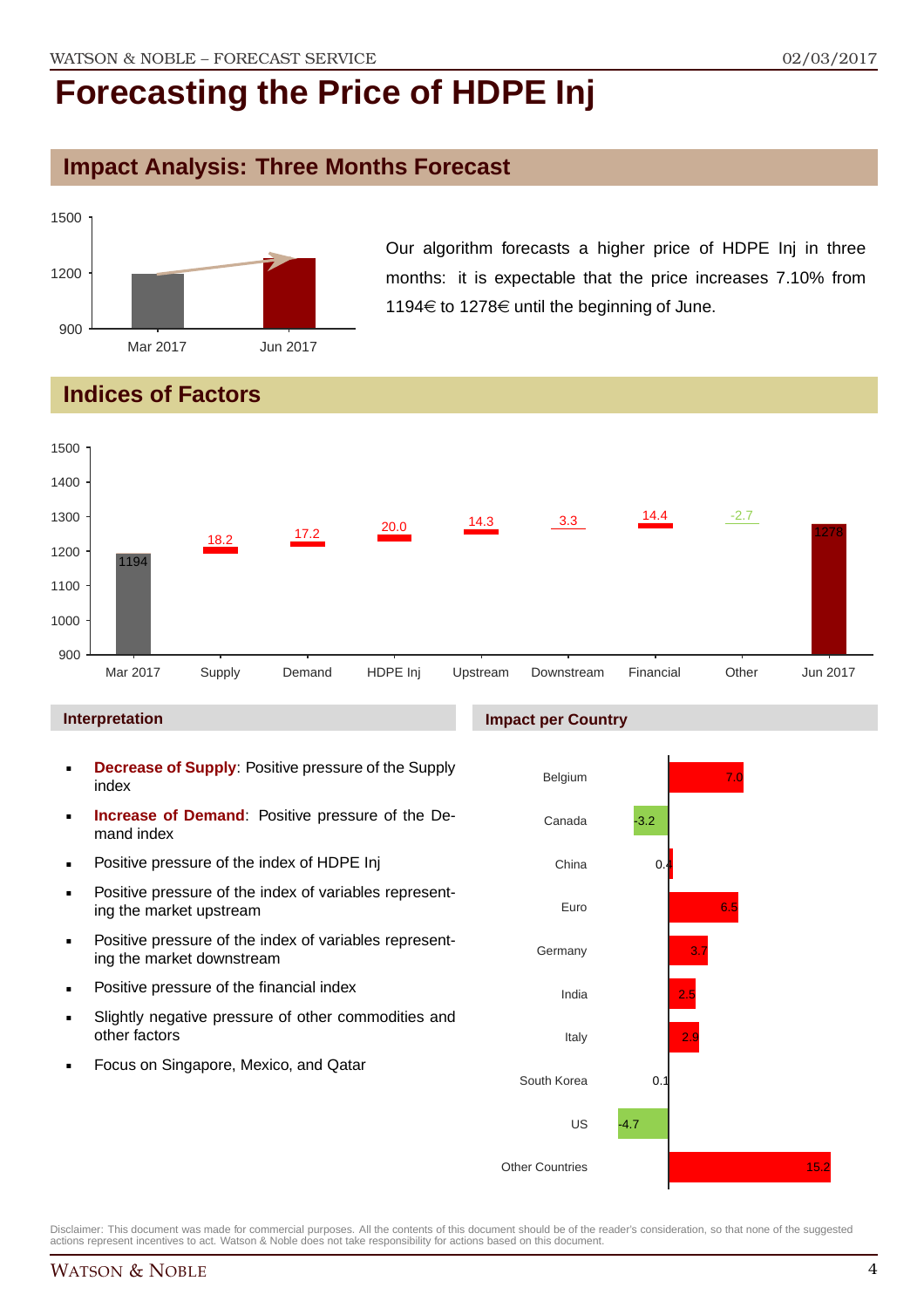# Forecasting the Price of HDPE Inj

## Impact Analysis: Three Months Forecast

Our algorithm forecasts a higher price of HDPE Inj in three months: it is expectable that the price increases 7.10% from 1194€ to 1278€ until the beginning of June.

## Indices of Factors

| | Mar 2017 | Supply | Demand | HDPE Inj | Upstream | Downstream | Financial | Other | Jun 2017 |
|---|---|---|---|---|---|---|---|---|---|
| Value | 1194 | 18.2 | 17.2 | 20.0 | 14.3 | 3.3 | 14.4 | -2.7 | 1278 |

### Interpretation

- **Decrease of Supply**: Positive pressure of the Supply index
- **Increase of Demand**: Positive pressure of the Demand index
- Positive pressure of the index of HDPE Inj
- Positive pressure of the index of variables representing the market upstream
- Positive pressure of the index of variables representing the market downstream
- Positive pressure of the financial index
- Slightly negative pressure of other commodities and other factors
- Focus on Singapore, Mexico, and Qatar

### Impact per Country

| Country | Impact |
|---|---|
| Belgium | 7.0 |
| Canada | -3.2 |
| China | 0.4 |
| Euro | 6.5 |
| Germany | 3.7 |
| India | 2.5 |
| Italy | 2.9 |
| South Korea | 0.1 |
| US | -4.7 |
| Other Countries | 15.2 |

Disclaimer: This document was made for commercial purposes. All the contents of this document should be of the reader's consideration, so that none of the suggested actions represent incentives to act. Watson & Noble does not take responsibility for actions based on this document.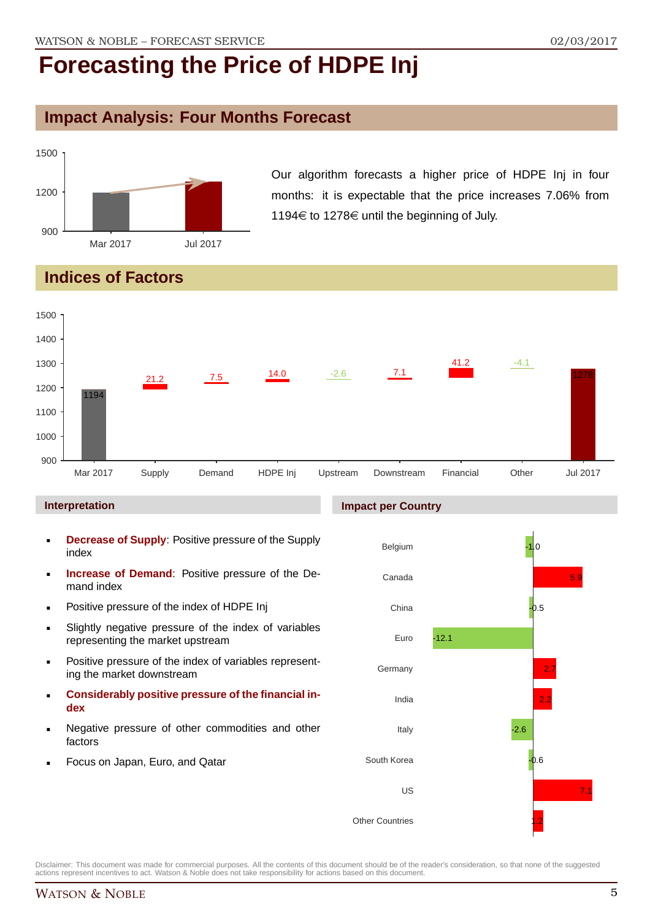# Forecasting the Price of HDPE Inj

## Impact Analysis: Four Months Forecast

Our algorithm forecasts a higher price of HDPE Inj in four months: it is expectable that the price increases 7.06% from 1194€ to 1278€ until the beginning of July.

## Indices of Factors

| | Mar 2017 | Supply | Demand | HDPE Inj | Upstream | Downstream | Financial | Other | Jul 2017 |
|---|---|---|---|---|---|---|---|---|---|
| Value | 1194 | 21.2 | 7.5 | 14.0 | -2.6 | 7.1 | 41.2 | -4.1 | 1278 |

### Interpretation

- **Decrease of Supply**: Positive pressure of the Supply index
- **Increase of Demand**: Positive pressure of the Demand index
- Positive pressure of the index of HDPE Inj
- Slightly negative pressure of the index of variables representing the market upstream
- Positive pressure of the index of variables representing the market downstream
- **Considerably positive pressure of the financial index**
- Negative pressure of other commodities and other factors
- Focus on Japan, Euro, and Qatar

### Impact per Country

| Country | Impact |
|---|---|
| Belgium | -1.0 |
| Canada | 5.9 |
| China | -0.5 |
| Euro | -12.1 |
| Germany | 2.7 |
| India | 2.2 |
| Italy | -2.6 |
| South Korea | -0.6 |
| US | 7.1 |
| Other Countries | 1.2 |

Disclaimer: This document was made for commercial purposes. All the contents of this document should be of the reader's consideration, so that none of the suggested actions represent incentives to act. Watson & Noble does not take responsibility for actions based on this document.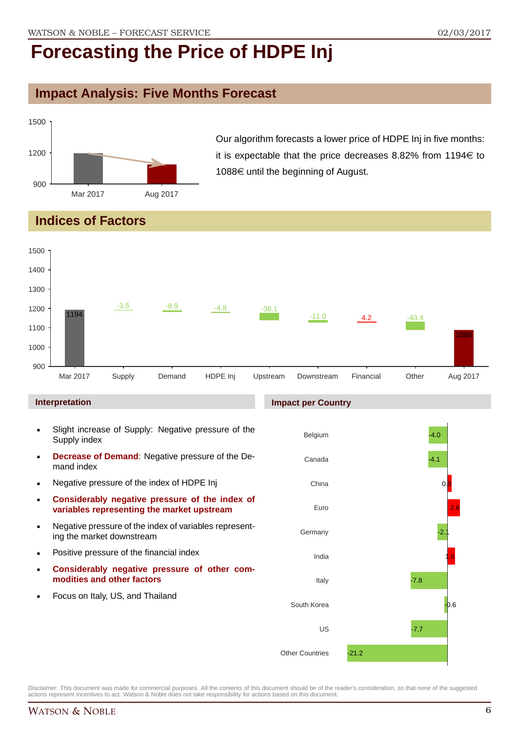# Forecasting the Price of HDPE Inj

## Impact Analysis: Five Months Forecast

Our algorithm forecasts a lower price of HDPE Inj in five months: it is expectable that the price decreases 8.82% from 1194€ to 1088€ until the beginning of August.

## Indices of Factors

| | Mar 2017 | Supply | Demand | HDPE Inj | Upstream | Downstream | Financial | Other | Aug 2017 |
|---|---|---|---|---|---|---|---|---|---|
| Value | 1194 | -3.5 | -8.9 | -4.8 | -38.1 | -11.0 | 4.2 | -43.4 | 1088 |

### Interpretation

- Slight increase of Supply: Negative pressure of the Supply index
- **Decrease of Demand**: Negative pressure of the Demand index
- Negative pressure of the index of HDPE Inj
- **Considerably negative pressure of the index of variables representing the market upstream**
- Negative pressure of the index of variables representing the market downstream
- Positive pressure of the financial index
- **Considerably negative pressure of other commodities and other factors**
- Focus on Italy, US, and Thailand

### Impact per Country

| Country | Impact |
|---|---|
| Belgium | -4.0 |
| Canada | -4.1 |
| China | 0.9 |
| Euro | 2.6 |
| Germany | -2.1 |
| India | 1.6 |
| Italy | -7.8 |
| South Korea | -0.6 |
| US | -7.7 |
| Other Countries | -21.2 |

Disclaimer: This document was made for commercial purposes. All the contents of this document should be of the reader's consideration, so that none of the suggested actions represent incentives to act. Watson & Noble does not take responsibility for actions based on this document.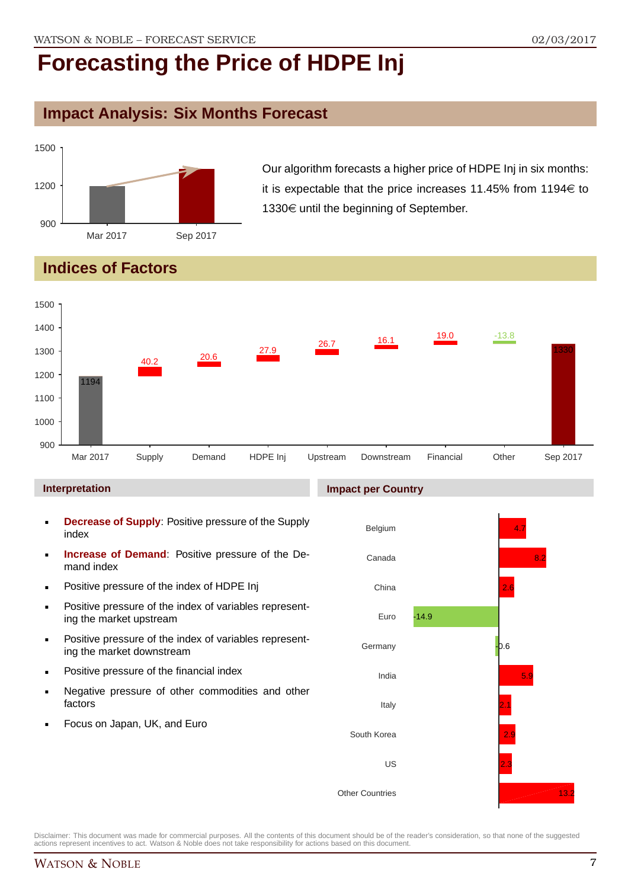# Forecasting the Price of HDPE Inj

## Impact Analysis: Six Months Forecast

Our algorithm forecasts a higher price of HDPE Inj in six months: it is expectable that the price increases 11.45% from 1194€ to 1330€ until the beginning of September.

## Indices of Factors

| Factor | Value |
|---|---|
| Mar 2017 | 1194 |
| Supply | 40.2 |
| Demand | 20.6 |
| HDPE Inj | 27.9 |
| Upstream | 26.7 |
| Downstream | 16.1 |
| Financial | 19.0 |
| Other | -13.8 |
| Sep 2017 | 1330 |

### Interpretation

- **Decrease of Supply**: Positive pressure of the Supply index
- **Increase of Demand**: Positive pressure of the Demand index
- Positive pressure of the index of HDPE Inj
- Positive pressure of the index of variables representing the market upstream
- Positive pressure of the index of variables representing the market downstream
- Positive pressure of the financial index
- Negative pressure of other commodities and other factors
- Focus on Japan, UK, and Euro

### Impact per Country

| Country | Impact |
|---|---|
| Belgium | 4.7 |
| Canada | 8.2 |
| China | 2.6 |
| Euro | -14.9 |
| Germany | -0.6 |
| India | 5.9 |
| Italy | 2.1 |
| South Korea | 2.9 |
| US | 2.3 |
| Other Countries | 13.2 |

Disclaimer: This document was made for commercial purposes. All the contents of this document should be of the reader's consideration, so that none of the suggested actions represent incentives to act. Watson & Noble does not take responsibility for actions based on this document.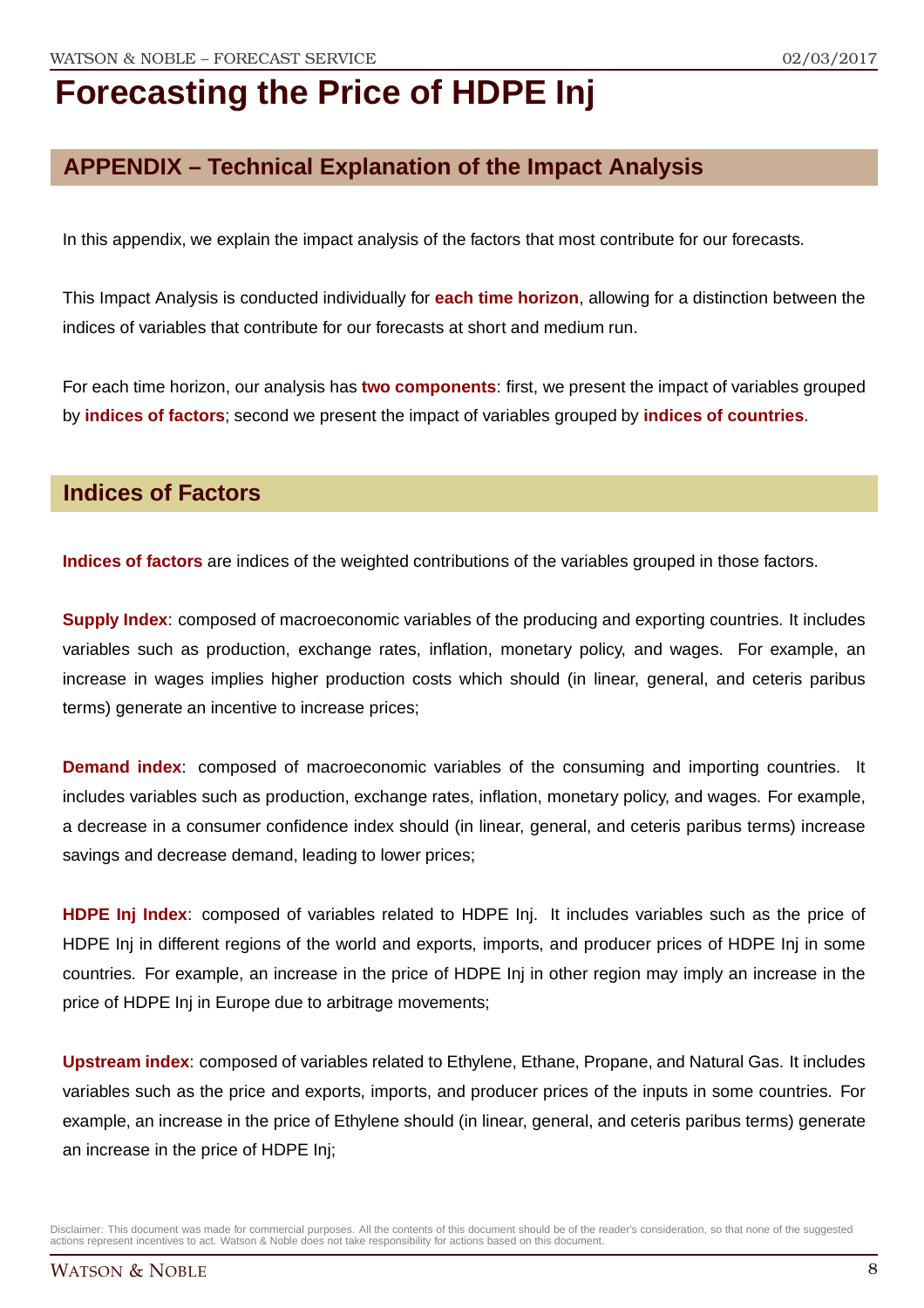# Forecasting the Price of HDPE Inj

## APPENDIX – Technical Explanation of the Impact Analysis

In this appendix, we explain the impact analysis of the factors that most contribute for our forecasts.

This Impact Analysis is conducted individually for **each time horizon**, allowing for a distinction between the indices of variables that contribute for our forecasts at short and medium run.

For each time horizon, our analysis has **two components**: first, we present the impact of variables grouped by **indices of factors**; second we present the impact of variables grouped by **indices of countries**.

## Indices of Factors

**Indices of factors** are indices of the weighted contributions of the variables grouped in those factors.

**Supply Index**: composed of macroeconomic variables of the producing and exporting countries. It includes variables such as production, exchange rates, inflation, monetary policy, and wages. For example, an increase in wages implies higher production costs which should (in linear, general, and ceteris paribus terms) generate an incentive to increase prices;

**Demand index**: composed of macroeconomic variables of the consuming and importing countries. It includes variables such as production, exchange rates, inflation, monetary policy, and wages. For example, a decrease in a consumer confidence index should (in linear, general, and ceteris paribus terms) increase savings and decrease demand, leading to lower prices;

**HDPE Inj Index**: composed of variables related to HDPE Inj. It includes variables such as the price of HDPE Inj in different regions of the world and exports, imports, and producer prices of HDPE Inj in some countries. For example, an increase in the price of HDPE Inj in other region may imply an increase in the price of HDPE Inj in Europe due to arbitrage movements;

**Upstream index**: composed of variables related to Ethylene, Ethane, Propane, and Natural Gas. It includes variables such as the price and exports, imports, and producer prices of the inputs in some countries. For example, an increase in the price of Ethylene should (in linear, general, and ceteris paribus terms) generate an increase in the price of HDPE Inj;

Disclaimer: This document was made for commercial purposes. All the contents of this document should be of the reader's consideration, so that none of the suggested actions represent incentives to act. Watson & Noble does not take responsibility for actions based on this document.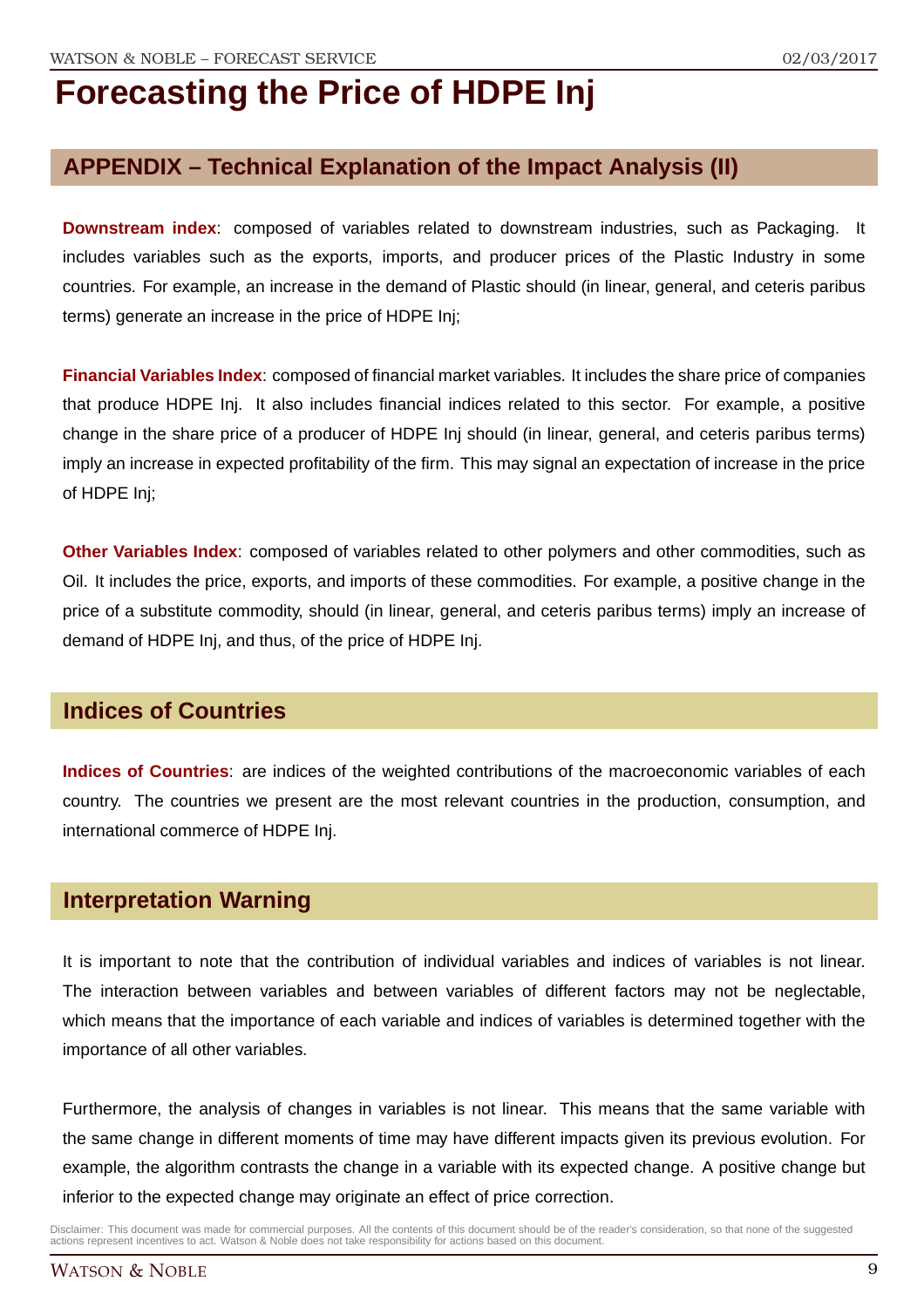# Forecasting the Price of HDPE Inj

## APPENDIX – Technical Explanation of the Impact Analysis (II)

**Downstream index**: composed of variables related to downstream industries, such as Packaging. It includes variables such as the exports, imports, and producer prices of the Plastic Industry in some countries. For example, an increase in the demand of Plastic should (in linear, general, and ceteris paribus terms) generate an increase in the price of HDPE Inj;

**Financial Variables Index**: composed of financial market variables. It includes the share price of companies that produce HDPE Inj. It also includes financial indices related to this sector. For example, a positive change in the share price of a producer of HDPE Inj should (in linear, general, and ceteris paribus terms) imply an increase in expected profitability of the firm. This may signal an expectation of increase in the price of HDPE Inj;

**Other Variables Index**: composed of variables related to other polymers and other commodities, such as Oil. It includes the price, exports, and imports of these commodities. For example, a positive change in the price of a substitute commodity, should (in linear, general, and ceteris paribus terms) imply an increase of demand of HDPE Inj, and thus, of the price of HDPE Inj.

## Indices of Countries

**Indices of Countries**: are indices of the weighted contributions of the macroeconomic variables of each country. The countries we present are the most relevant countries in the production, consumption, and international commerce of HDPE Inj.

## Interpretation Warning

It is important to note that the contribution of individual variables and indices of variables is not linear. The interaction between variables and between variables of different factors may not be neglectable, which means that the importance of each variable and indices of variables is determined together with the importance of all other variables.

Furthermore, the analysis of changes in variables is not linear. This means that the same variable with the same change in different moments of time may have different impacts given its previous evolution. For example, the algorithm contrasts the change in a variable with its expected change. A positive change but inferior to the expected change may originate an effect of price correction.

Disclaimer: This document was made for commercial purposes. All the contents of this document should be of the reader's consideration, so that none of the suggested actions represent incentives to act. Watson & Noble does not take responsibility for actions based on this document.